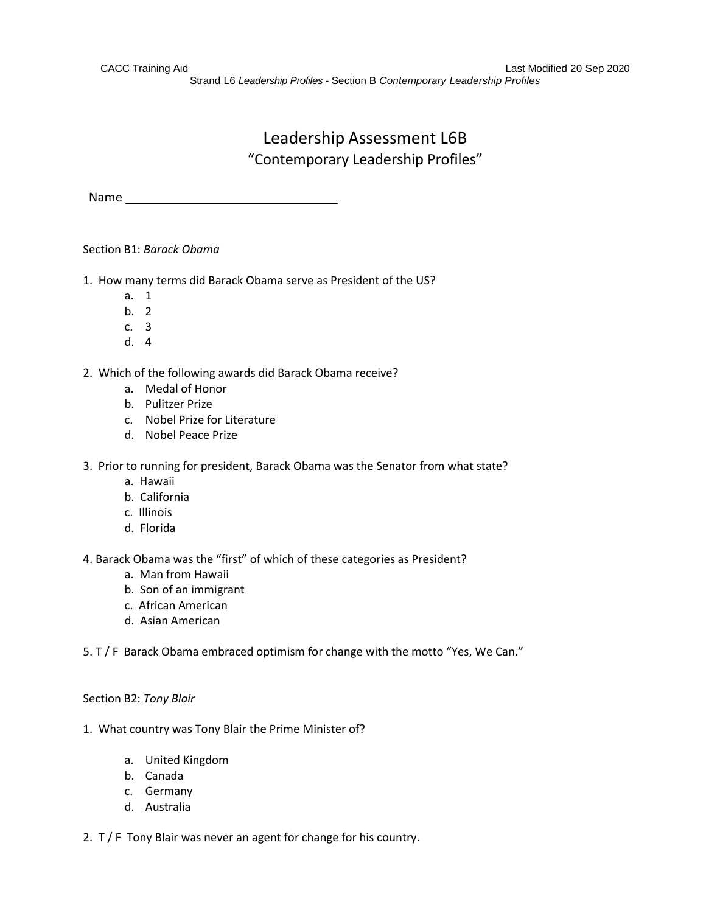# Leadership Assessment L6B

## "Contemporary Leadership Profiles"

Name ______________________________

Section B1: *Barack Obama*

1. How many terms did Barack Obama serve as President of the US?
   a. 1
   b. 2
   c. 3
   d. 4

2. Which of the following awards did Barack Obama receive?
   a. Medal of Honor
   b. Pulitzer Prize
   c. Nobel Prize for Literature
   d. Nobel Peace Prize

3. Prior to running for president, Barack Obama was the Senator from what state?
   a. Hawaii
   b. California
   c. Illinois
   d. Florida

4. Barack Obama was the "first" of which of these categories as President?
   a. Man from Hawaii
   b. Son of an immigrant
   c. African American
   d. Asian American

5. T / F Barack Obama embraced optimism for change with the motto "Yes, We Can."

Section B2: *Tony Blair*

1. What country was Tony Blair the Prime Minister of?
   a. United Kingdom
   b. Canada
   c. Germany
   d. Australia

2. T / F Tony Blair was never an agent for change for his country.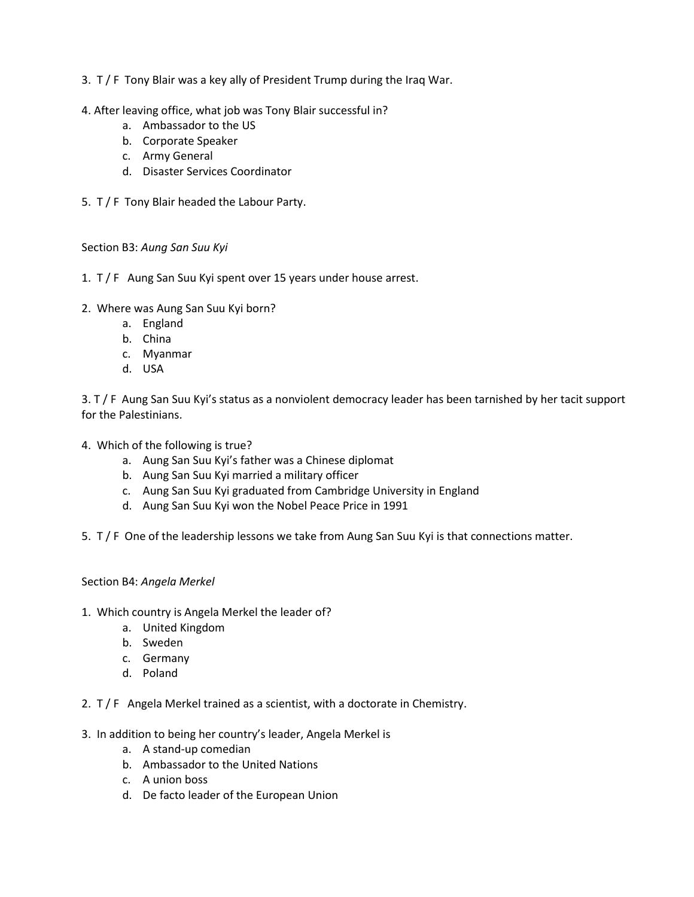3. T / F Tony Blair was a key ally of President Trump during the Iraq War.

4. After leaving office, what job was Tony Blair successful in?
   a. Ambassador to the US
   b. Corporate Speaker
   c. Army General
   d. Disaster Services Coordinator

5. T / F Tony Blair headed the Labour Party.

Section B3: *Aung San Suu Kyi*

1. T / F Aung San Suu Kyi spent over 15 years under house arrest.

2. Where was Aung San Suu Kyi born?
   a. England
   b. China
   c. Myanmar
   d. USA

3. T / F Aung San Suu Kyi's status as a nonviolent democracy leader has been tarnished by her tacit support for the Palestinians.

4. Which of the following is true?
   a. Aung San Suu Kyi's father was a Chinese diplomat
   b. Aung San Suu Kyi married a military officer
   c. Aung San Suu Kyi graduated from Cambridge University in England
   d. Aung San Suu Kyi won the Nobel Peace Price in 1991

5. T / F One of the leadership lessons we take from Aung San Suu Kyi is that connections matter.

Section B4: *Angela Merkel*

1. Which country is Angela Merkel the leader of?
   a. United Kingdom
   b. Sweden
   c. Germany
   d. Poland

2. T / F Angela Merkel trained as a scientist, with a doctorate in Chemistry.

3. In addition to being her country's leader, Angela Merkel is
   a. A stand-up comedian
   b. Ambassador to the United Nations
   c. A union boss
   d. De facto leader of the European Union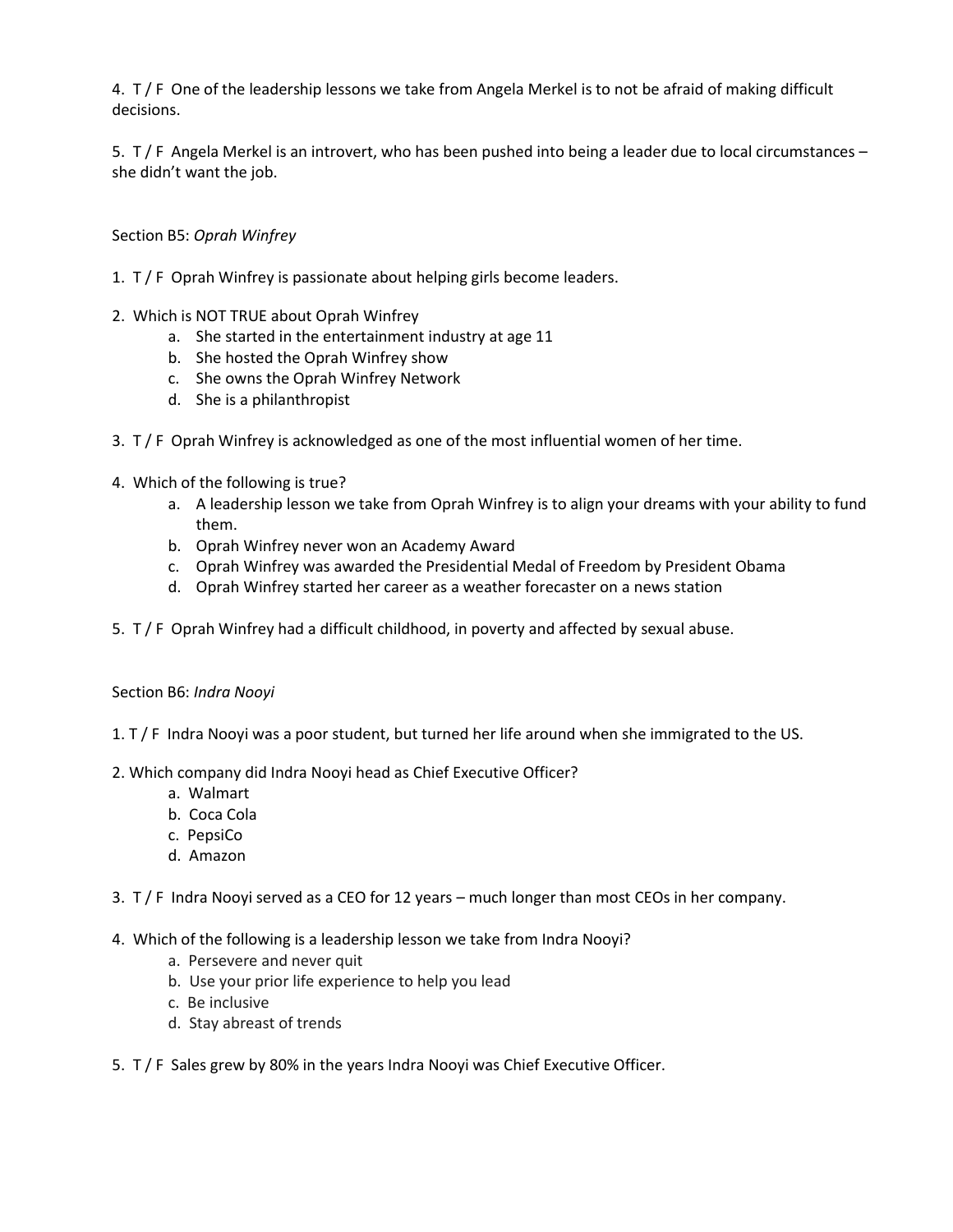4. T / F One of the leadership lessons we take from Angela Merkel is to not be afraid of making difficult decisions.

5. T / F Angela Merkel is an introvert, who has been pushed into being a leader due to local circumstances – she didn't want the job.

Section B5: *Oprah Winfrey*

1. T / F Oprah Winfrey is passionate about helping girls become leaders.

2. Which is NOT TRUE about Oprah Winfrey
   a. She started in the entertainment industry at age 11
   b. She hosted the Oprah Winfrey show
   c. She owns the Oprah Winfrey Network
   d. She is a philanthropist

3. T / F Oprah Winfrey is acknowledged as one of the most influential women of her time.

4. Which of the following is true?
   a. A leadership lesson we take from Oprah Winfrey is to align your dreams with your ability to fund them.
   b. Oprah Winfrey never won an Academy Award
   c. Oprah Winfrey was awarded the Presidential Medal of Freedom by President Obama
   d. Oprah Winfrey started her career as a weather forecaster on a news station

5. T / F Oprah Winfrey had a difficult childhood, in poverty and affected by sexual abuse.

Section B6: *Indra Nooyi*

1. T / F Indra Nooyi was a poor student, but turned her life around when she immigrated to the US.

2. Which company did Indra Nooyi head as Chief Executive Officer?
   a. Walmart
   b. Coca Cola
   c. PepsiCo
   d. Amazon

3. T / F Indra Nooyi served as a CEO for 12 years – much longer than most CEOs in her company.

4. Which of the following is a leadership lesson we take from Indra Nooyi?
   a. Persevere and never quit
   b. Use your prior life experience to help you lead
   c. Be inclusive
   d. Stay abreast of trends

5. T / F Sales grew by 80% in the years Indra Nooyi was Chief Executive Officer.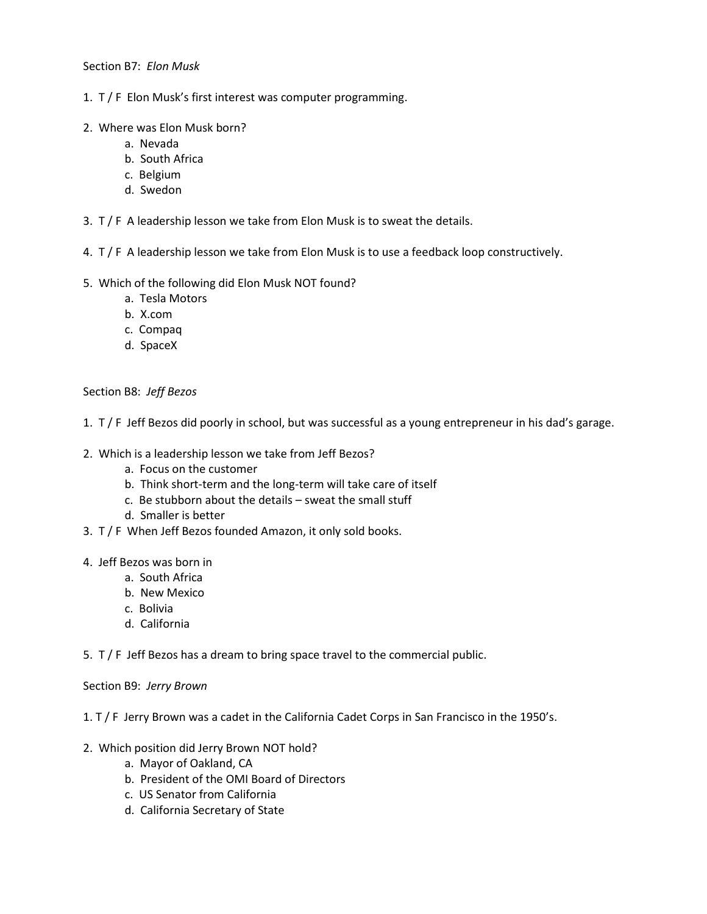Section B7: *Elon Musk*

1. T / F Elon Musk's first interest was computer programming.

2. Where was Elon Musk born?
    a. Nevada
    b. South Africa
    c. Belgium
    d. Swedon

3. T / F A leadership lesson we take from Elon Musk is to sweat the details.

4. T / F A leadership lesson we take from Elon Musk is to use a feedback loop constructively.

5. Which of the following did Elon Musk NOT found?
    a. Tesla Motors
    b. X.com
    c. Compaq
    d. SpaceX

Section B8: *Jeff Bezos*

1. T / F Jeff Bezos did poorly in school, but was successful as a young entrepreneur in his dad's garage.

2. Which is a leadership lesson we take from Jeff Bezos?
    a. Focus on the customer
    b. Think short-term and the long-term will take care of itself
    c. Be stubborn about the details – sweat the small stuff
    d. Smaller is better

3. T / F When Jeff Bezos founded Amazon, it only sold books.

4. Jeff Bezos was born in
    a. South Africa
    b. New Mexico
    c. Bolivia
    d. California

5. T / F Jeff Bezos has a dream to bring space travel to the commercial public.

Section B9: *Jerry Brown*

1. T / F Jerry Brown was a cadet in the California Cadet Corps in San Francisco in the 1950's.

2. Which position did Jerry Brown NOT hold?
    a. Mayor of Oakland, CA
    b. President of the OMI Board of Directors
    c. US Senator from California
    d. California Secretary of State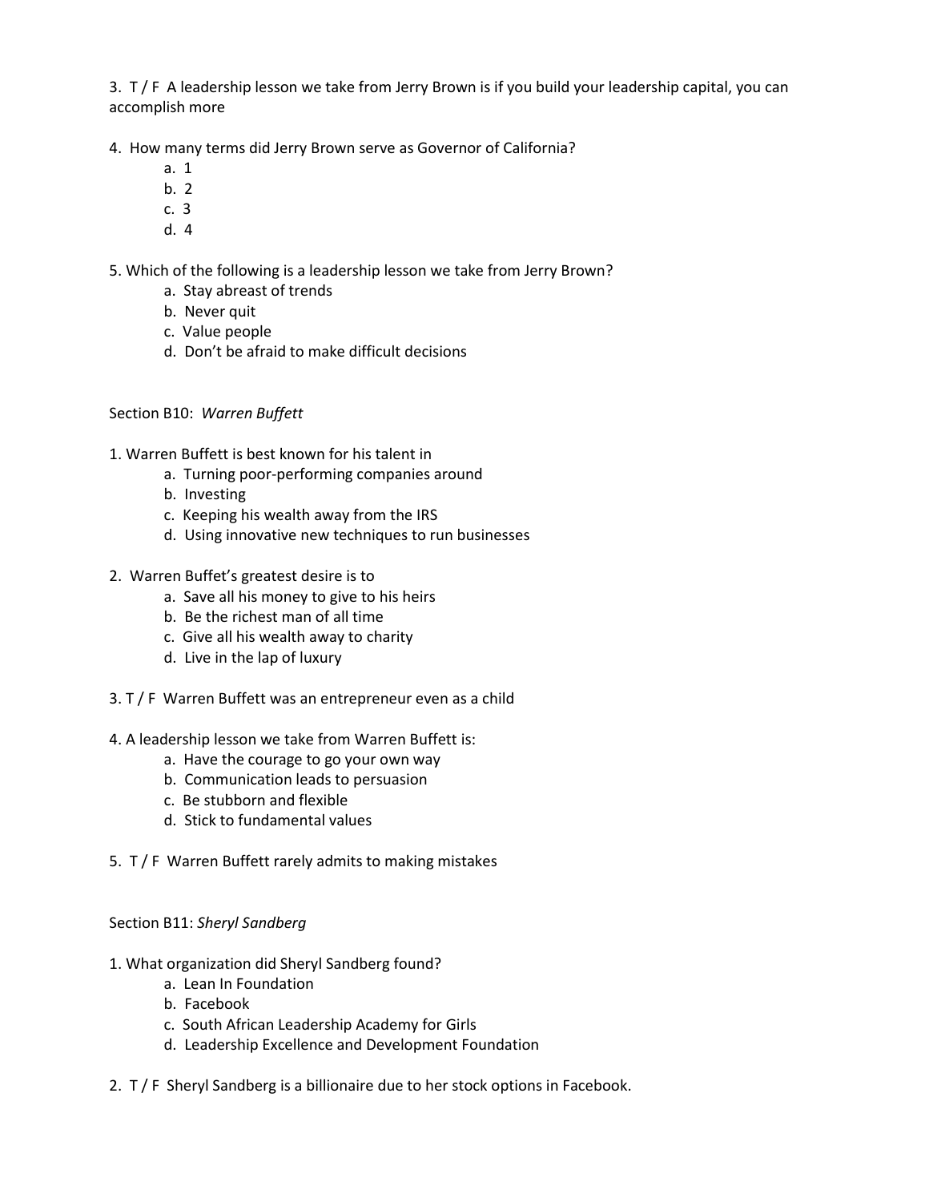3. T / F A leadership lesson we take from Jerry Brown is if you build your leadership capital, you can accomplish more

4. How many terms did Jerry Brown serve as Governor of California?
   a. 1
   b. 2
   c. 3
   d. 4

5. Which of the following is a leadership lesson we take from Jerry Brown?
   a. Stay abreast of trends
   b. Never quit
   c. Value people
   d. Don't be afraid to make difficult decisions

Section B10: *Warren Buffett*

1. Warren Buffett is best known for his talent in
   a. Turning poor-performing companies around
   b. Investing
   c. Keeping his wealth away from the IRS
   d. Using innovative new techniques to run businesses

2. Warren Buffet's greatest desire is to
   a. Save all his money to give to his heirs
   b. Be the richest man of all time
   c. Give all his wealth away to charity
   d. Live in the lap of luxury

3. T / F Warren Buffett was an entrepreneur even as a child

4. A leadership lesson we take from Warren Buffett is:
   a. Have the courage to go your own way
   b. Communication leads to persuasion
   c. Be stubborn and flexible
   d. Stick to fundamental values

5. T / F Warren Buffett rarely admits to making mistakes

Section B11: *Sheryl Sandberg*

1. What organization did Sheryl Sandberg found?
   a. Lean In Foundation
   b. Facebook
   c. South African Leadership Academy for Girls
   d. Leadership Excellence and Development Foundation

2. T / F Sheryl Sandberg is a billionaire due to her stock options in Facebook.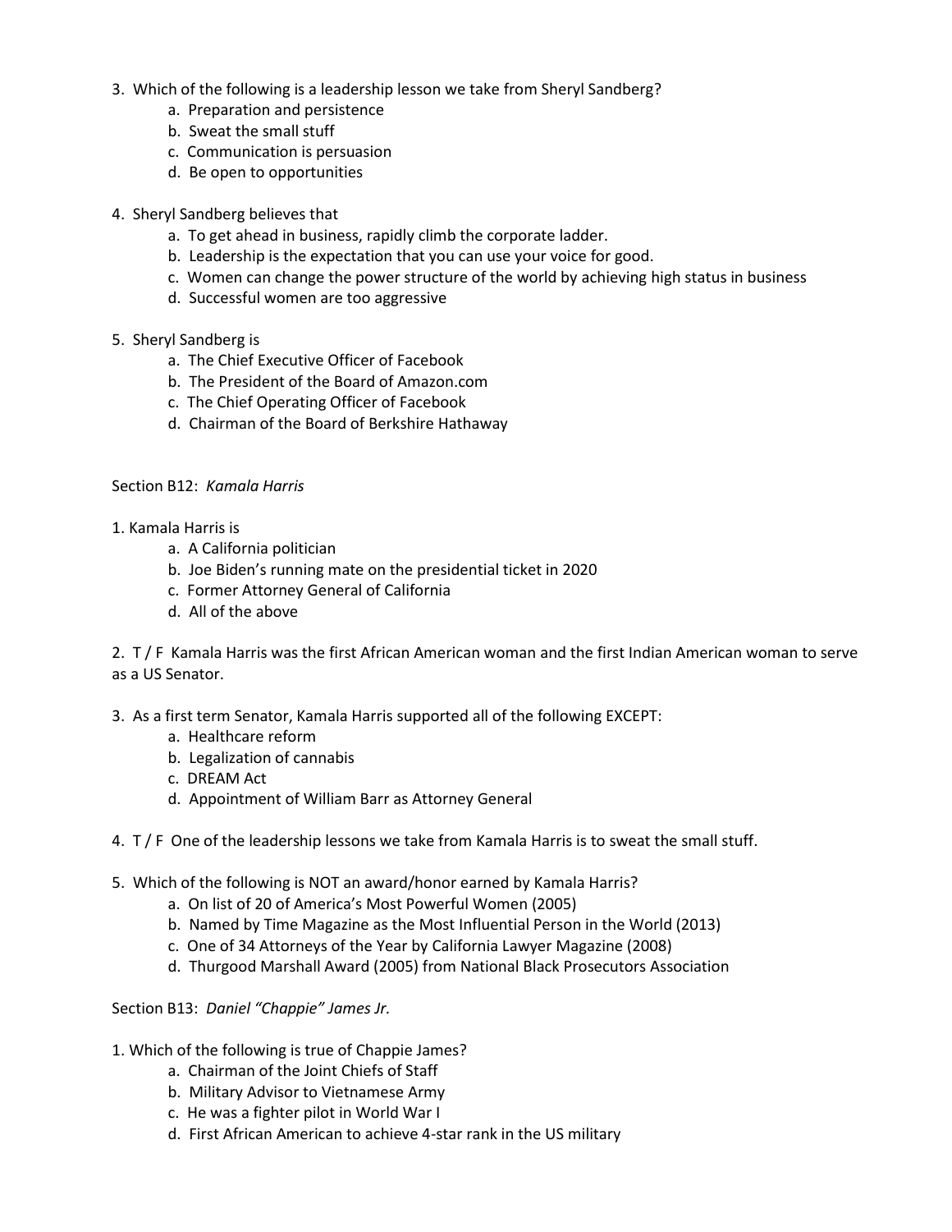3. Which of the following is a leadership lesson we take from Sheryl Sandberg?
    a. Preparation and persistence
    b. Sweat the small stuff
    c. Communication is persuasion
    d. Be open to opportunities

4. Sheryl Sandberg believes that
    a. To get ahead in business, rapidly climb the corporate ladder.
    b. Leadership is the expectation that you can use your voice for good.
    c. Women can change the power structure of the world by achieving high status in business
    d. Successful women are too aggressive

5. Sheryl Sandberg is
    a. The Chief Executive Officer of Facebook
    b. The President of the Board of Amazon.com
    c. The Chief Operating Officer of Facebook
    d. Chairman of the Board of Berkshire Hathaway

Section B12: *Kamala Harris*

1. Kamala Harris is
    a. A California politician
    b. Joe Biden's running mate on the presidential ticket in 2020
    c. Former Attorney General of California
    d. All of the above

2. T / F Kamala Harris was the first African American woman and the first Indian American woman to serve as a US Senator.

3. As a first term Senator, Kamala Harris supported all of the following EXCEPT:
    a. Healthcare reform
    b. Legalization of cannabis
    c. DREAM Act
    d. Appointment of William Barr as Attorney General

4. T / F One of the leadership lessons we take from Kamala Harris is to sweat the small stuff.

5. Which of the following is NOT an award/honor earned by Kamala Harris?
    a. On list of 20 of America's Most Powerful Women (2005)
    b. Named by Time Magazine as the Most Influential Person in the World (2013)
    c. One of 34 Attorneys of the Year by California Lawyer Magazine (2008)
    d. Thurgood Marshall Award (2005) from National Black Prosecutors Association

Section B13: *Daniel "Chappie" James Jr.*

1. Which of the following is true of Chappie James?
    a. Chairman of the Joint Chiefs of Staff
    b. Military Advisor to Vietnamese Army
    c. He was a fighter pilot in World War I
    d. First African American to achieve 4-star rank in the US military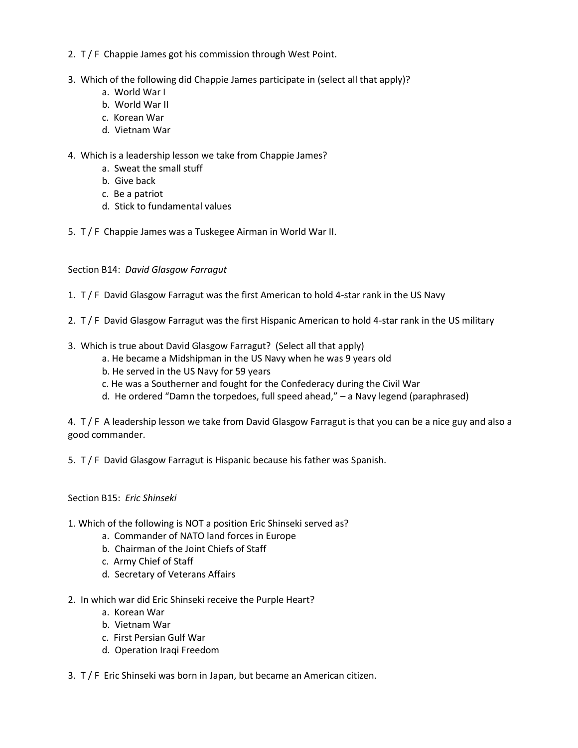2. T / F Chappie James got his commission through West Point.

3. Which of the following did Chappie James participate in (select all that apply)?
   a. World War I
   b. World War II
   c. Korean War
   d. Vietnam War

4. Which is a leadership lesson we take from Chappie James?
   a. Sweat the small stuff
   b. Give back
   c. Be a patriot
   d. Stick to fundamental values

5. T / F Chappie James was a Tuskegee Airman in World War II.

Section B14: *David Glasgow Farragut*

1. T / F David Glasgow Farragut was the first American to hold 4-star rank in the US Navy

2. T / F David Glasgow Farragut was the first Hispanic American to hold 4-star rank in the US military

3. Which is true about David Glasgow Farragut? (Select all that apply)
   a. He became a Midshipman in the US Navy when he was 9 years old
   b. He served in the US Navy for 59 years
   c. He was a Southerner and fought for the Confederacy during the Civil War
   d. He ordered "Damn the torpedoes, full speed ahead," – a Navy legend (paraphrased)

4. T / F A leadership lesson we take from David Glasgow Farragut is that you can be a nice guy and also a good commander.

5. T / F David Glasgow Farragut is Hispanic because his father was Spanish.

Section B15: *Eric Shinseki*

1. Which of the following is NOT a position Eric Shinseki served as?
   a. Commander of NATO land forces in Europe
   b. Chairman of the Joint Chiefs of Staff
   c. Army Chief of Staff
   d. Secretary of Veterans Affairs

2. In which war did Eric Shinseki receive the Purple Heart?
   a. Korean War
   b. Vietnam War
   c. First Persian Gulf War
   d. Operation Iraqi Freedom

3. T / F Eric Shinseki was born in Japan, but became an American citizen.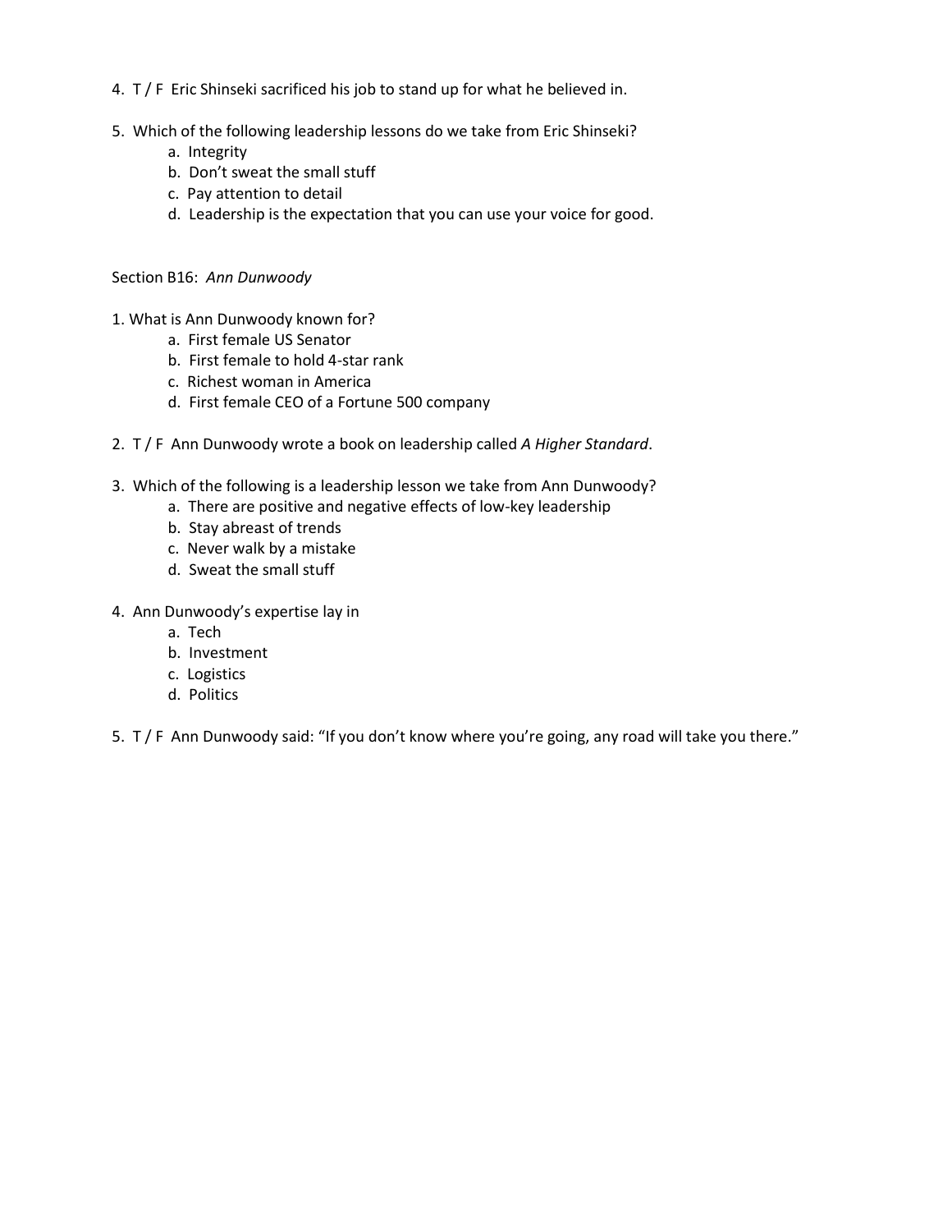4. T / F Eric Shinseki sacrificed his job to stand up for what he believed in.

5. Which of the following leadership lessons do we take from Eric Shinseki?
   a. Integrity
   b. Don't sweat the small stuff
   c. Pay attention to detail
   d. Leadership is the expectation that you can use your voice for good.

Section B16: *Ann Dunwoody*

1. What is Ann Dunwoody known for?
   a. First female US Senator
   b. First female to hold 4-star rank
   c. Richest woman in America
   d. First female CEO of a Fortune 500 company

2. T / F Ann Dunwoody wrote a book on leadership called *A Higher Standard*.

3. Which of the following is a leadership lesson we take from Ann Dunwoody?
   a. There are positive and negative effects of low-key leadership
   b. Stay abreast of trends
   c. Never walk by a mistake
   d. Sweat the small stuff

4. Ann Dunwoody's expertise lay in
   a. Tech
   b. Investment
   c. Logistics
   d. Politics

5. T / F Ann Dunwoody said: "If you don't know where you're going, any road will take you there."